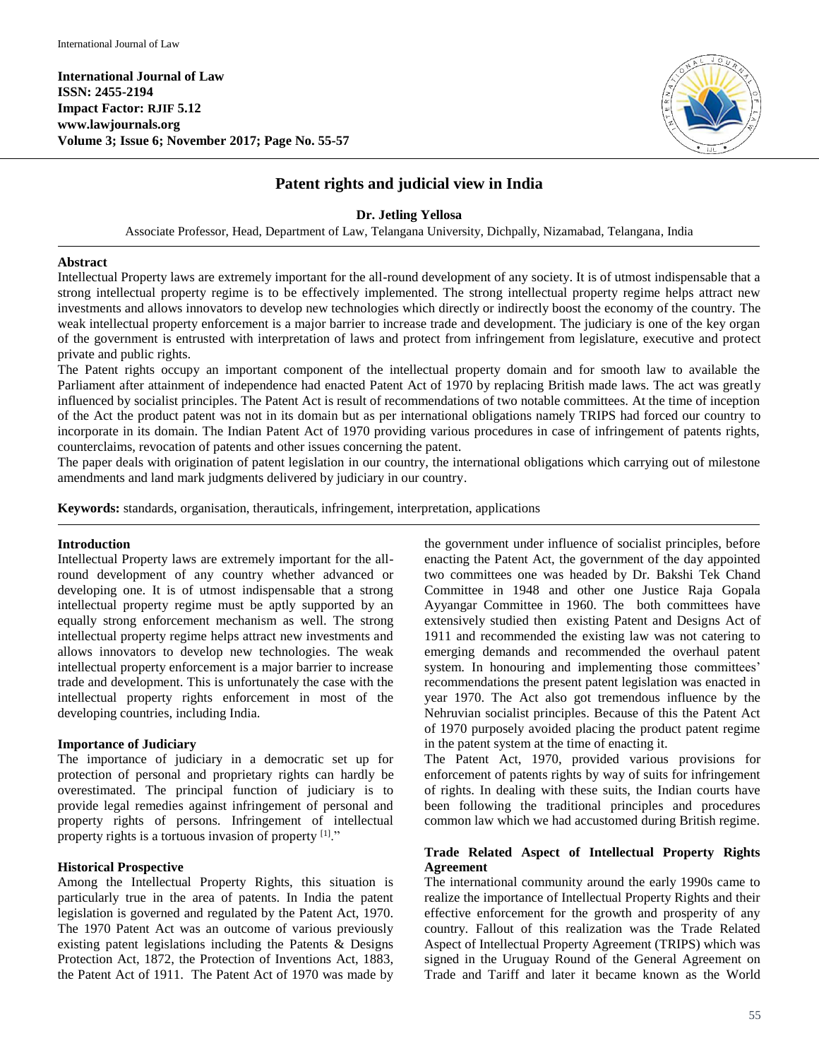**International Journal of Law**
**ISSN: 2455-2194**
**Impact Factor: RJIF 5.12**
**www.lawjournals.org**
**Volume 3; Issue 6; November 2017; Page No. 55-57**

# Patent rights and judicial view in India

**Dr. Jetling Yellosa**

Associate Professor, Head, Department of Law, Telangana University, Dichpally, Nizamabad, Telangana, India

## Abstract

Intellectual Property laws are extremely important for the all-round development of any society. It is of utmost indispensable that a strong intellectual property regime is to be effectively implemented. The strong intellectual property regime helps attract new investments and allows innovators to develop new technologies which directly or indirectly boost the economy of the country. The weak intellectual property enforcement is a major barrier to increase trade and development. The judiciary is one of the key organ of the government is entrusted with interpretation of laws and protect from infringement from legislature, executive and protect private and public rights.

The Patent rights occupy an important component of the intellectual property domain and for smooth law to available the Parliament after attainment of independence had enacted Patent Act of 1970 by replacing British made laws. The act was greatly influenced by socialist principles. The Patent Act is result of recommendations of two notable committees. At the time of inception of the Act the product patent was not in its domain but as per international obligations namely TRIPS had forced our country to incorporate in its domain. The Indian Patent Act of 1970 providing various procedures in case of infringement of patents rights, counterclaims, revocation of patents and other issues concerning the patent.

The paper deals with origination of patent legislation in our country, the international obligations which carrying out of milestone amendments and land mark judgments delivered by judiciary in our country.

**Keywords:** standards, organisation, therauticals, infringement, interpretation, applications

## Introduction

Intellectual Property laws are extremely important for the all-round development of any country whether advanced or developing one. It is of utmost indispensable that a strong intellectual property regime must be aptly supported by an equally strong enforcement mechanism as well. The strong intellectual property regime helps attract new investments and allows innovators to develop new technologies. The weak intellectual property enforcement is a major barrier to increase trade and development. This is unfortunately the case with the intellectual property rights enforcement in most of the developing countries, including India.

### Importance of Judiciary

The importance of judiciary in a democratic set up for protection of personal and proprietary rights can hardly be overestimated. The principal function of judiciary is to provide legal remedies against infringement of personal and property rights of persons. Infringement of intellectual property rights is a tortuous invasion of property [1]."

### Historical Prospective

Among the Intellectual Property Rights, this situation is particularly true in the area of patents. In India the patent legislation is governed and regulated by the Patent Act, 1970. The 1970 Patent Act was an outcome of various previously existing patent legislations including the Patents & Designs Protection Act, 1872, the Protection of Inventions Act, 1883, the Patent Act of 1911. The Patent Act of 1970 was made by the government under influence of socialist principles, before enacting the Patent Act, the government of the day appointed two committees one was headed by Dr. Bakshi Tek Chand Committee in 1948 and other one Justice Raja Gopala Ayyangar Committee in 1960. The both committees have extensively studied then existing Patent and Designs Act of 1911 and recommended the existing law was not catering to emerging demands and recommended the overhaul patent system. In honouring and implementing those committees' recommendations the present patent legislation was enacted in year 1970. The Act also got tremendous influence by the Nehruvian socialist principles. Because of this the Patent Act of 1970 purposely avoided placing the product patent regime in the patent system at the time of enacting it.

The Patent Act, 1970, provided various provisions for enforcement of patents rights by way of suits for infringement of rights. In dealing with these suits, the Indian courts have been following the traditional principles and procedures common law which we had accustomed during British regime.

### Trade Related Aspect of Intellectual Property Rights Agreement

The international community around the early 1990s came to realize the importance of Intellectual Property Rights and their effective enforcement for the growth and prosperity of any country. Fallout of this realization was the Trade Related Aspect of Intellectual Property Agreement (TRIPS) which was signed in the Uruguay Round of the General Agreement on Trade and Tariff and later it became known as the World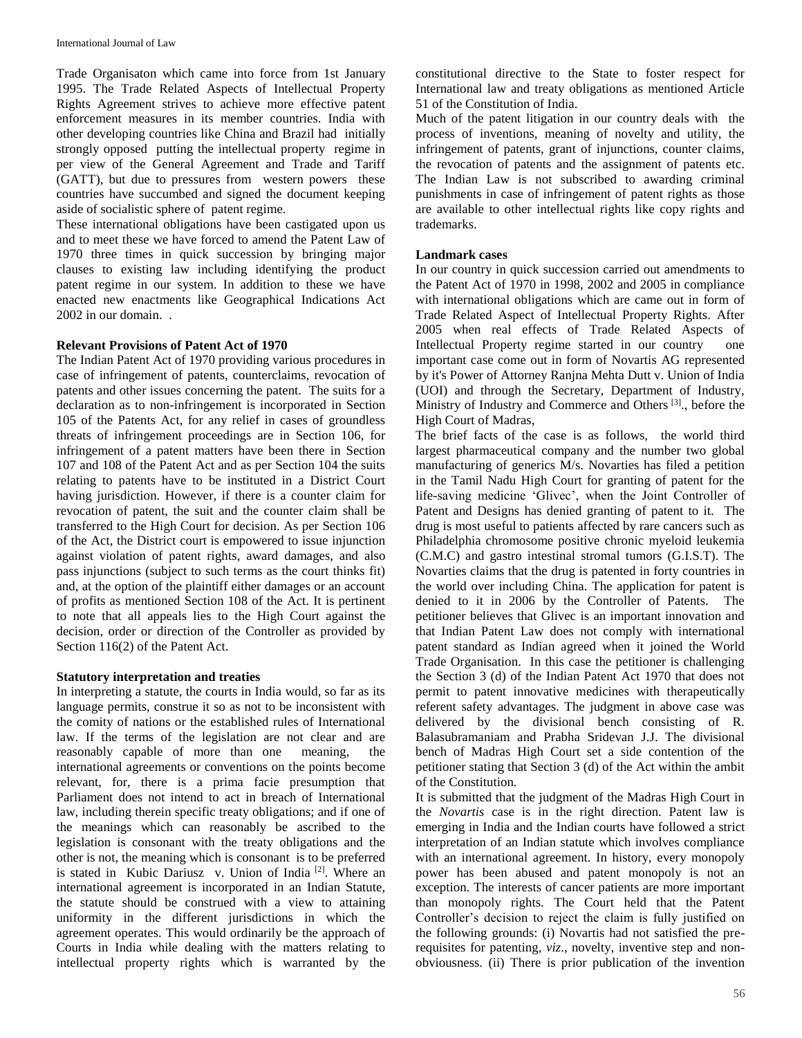Trade Organisaton which came into force from 1st January 1995. The Trade Related Aspects of Intellectual Property Rights Agreement strives to achieve more effective patent enforcement measures in its member countries. India with other developing countries like China and Brazil had initially strongly opposed putting the intellectual property regime in per view of the General Agreement and Trade and Tariff (GATT), but due to pressures from western powers these countries have succumbed and signed the document keeping aside of socialistic sphere of patent regime.

These international obligations have been castigated upon us and to meet these we have forced to amend the Patent Law of 1970 three times in quick succession by bringing major clauses to existing law including identifying the product patent regime in our system. In addition to these we have enacted new enactments like Geographical Indications Act 2002 in our domain. .

**Relevant Provisions of Patent Act of 1970**

The Indian Patent Act of 1970 providing various procedures in case of infringement of patents, counterclaims, revocation of patents and other issues concerning the patent. The suits for a declaration as to non-infringement is incorporated in Section 105 of the Patents Act, for any relief in cases of groundless threats of infringement proceedings are in Section 106, for infringement of a patent matters have been there in Section 107 and 108 of the Patent Act and as per Section 104 the suits relating to patents have to be instituted in a District Court having jurisdiction. However, if there is a counter claim for revocation of patent, the suit and the counter claim shall be transferred to the High Court for decision. As per Section 106 of the Act, the District court is empowered to issue injunction against violation of patent rights, award damages, and also pass injunctions (subject to such terms as the court thinks fit) and, at the option of the plaintiff either damages or an account of profits as mentioned Section 108 of the Act. It is pertinent to note that all appeals lies to the High Court against the decision, order or direction of the Controller as provided by Section 116(2) of the Patent Act.

**Statutory interpretation and treaties**

In interpreting a statute, the courts in India would, so far as its language permits, construe it so as not to be inconsistent with the comity of nations or the established rules of International law. If the terms of the legislation are not clear and are reasonably capable of more than one meaning, the international agreements or conventions on the points become relevant, for, there is a prima facie presumption that Parliament does not intend to act in breach of International law, including therein specific treaty obligations; and if one of the meanings which can reasonably be ascribed to the legislation is consonant with the treaty obligations and the other is not, the meaning which is consonant is to be preferred is stated in Kubic Dariusz v. Union of India [2]. Where an international agreement is incorporated in an Indian Statute, the statute should be construed with a view to attaining uniformity in the different jurisdictions in which the agreement operates. This would ordinarily be the approach of Courts in India while dealing with the matters relating to intellectual property rights which is warranted by the constitutional directive to the State to foster respect for International law and treaty obligations as mentioned Article 51 of the Constitution of India.

Much of the patent litigation in our country deals with the process of inventions, meaning of novelty and utility, the infringement of patents, grant of injunctions, counter claims, the revocation of patents and the assignment of patents etc. The Indian Law is not subscribed to awarding criminal punishments in case of infringement of patent rights as those are available to other intellectual rights like copy rights and trademarks.

**Landmark cases**

In our country in quick succession carried out amendments to the Patent Act of 1970 in 1998, 2002 and 2005 in compliance with international obligations which are came out in form of Trade Related Aspect of Intellectual Property Rights. After 2005 when real effects of Trade Related Aspects of Intellectual Property regime started in our country one important case come out in form of Novartis AG represented by it's Power of Attorney Ranjna Mehta Dutt v. Union of India (UOI) and through the Secretary, Department of Industry, Ministry of Industry and Commerce and Others [3]., before the High Court of Madras,

The brief facts of the case is as follows, the world third largest pharmaceutical company and the number two global manufacturing of generics M/s. Novarties has filed a petition in the Tamil Nadu High Court for granting of patent for the life-saving medicine 'Glivec', when the Joint Controller of Patent and Designs has denied granting of patent to it. The drug is most useful to patients affected by rare cancers such as Philadelphia chromosome positive chronic myeloid leukemia (C.M.C) and gastro intestinal stromal tumors (G.I.S.T). The Novarties claims that the drug is patented in forty countries in the world over including China. The application for patent is denied to it in 2006 by the Controller of Patents. The petitioner believes that Glivec is an important innovation and that Indian Patent Law does not comply with international patent standard as Indian agreed when it joined the World Trade Organisation. In this case the petitioner is challenging the Section 3 (d) of the Indian Patent Act 1970 that does not permit to patent innovative medicines with therapeutically referent safety advantages. The judgment in above case was delivered by the divisional bench consisting of R. Balasubramaniam and Prabha Sridevan J.J. The divisional bench of Madras High Court set a side contention of the petitioner stating that Section 3 (d) of the Act within the ambit of the Constitution.

It is submitted that the judgment of the Madras High Court in the *Novartis* case is in the right direction. Patent law is emerging in India and the Indian courts have followed a strict interpretation of an Indian statute which involves compliance with an international agreement. In history, every monopoly power has been abused and patent monopoly is not an exception. The interests of cancer patients are more important than monopoly rights. The Court held that the Patent Controller's decision to reject the claim is fully justified on the following grounds: (i) Novartis had not satisfied the pre-requisites for patenting, *viz*., novelty, inventive step and non-obviousness. (ii) There is prior publication of the invention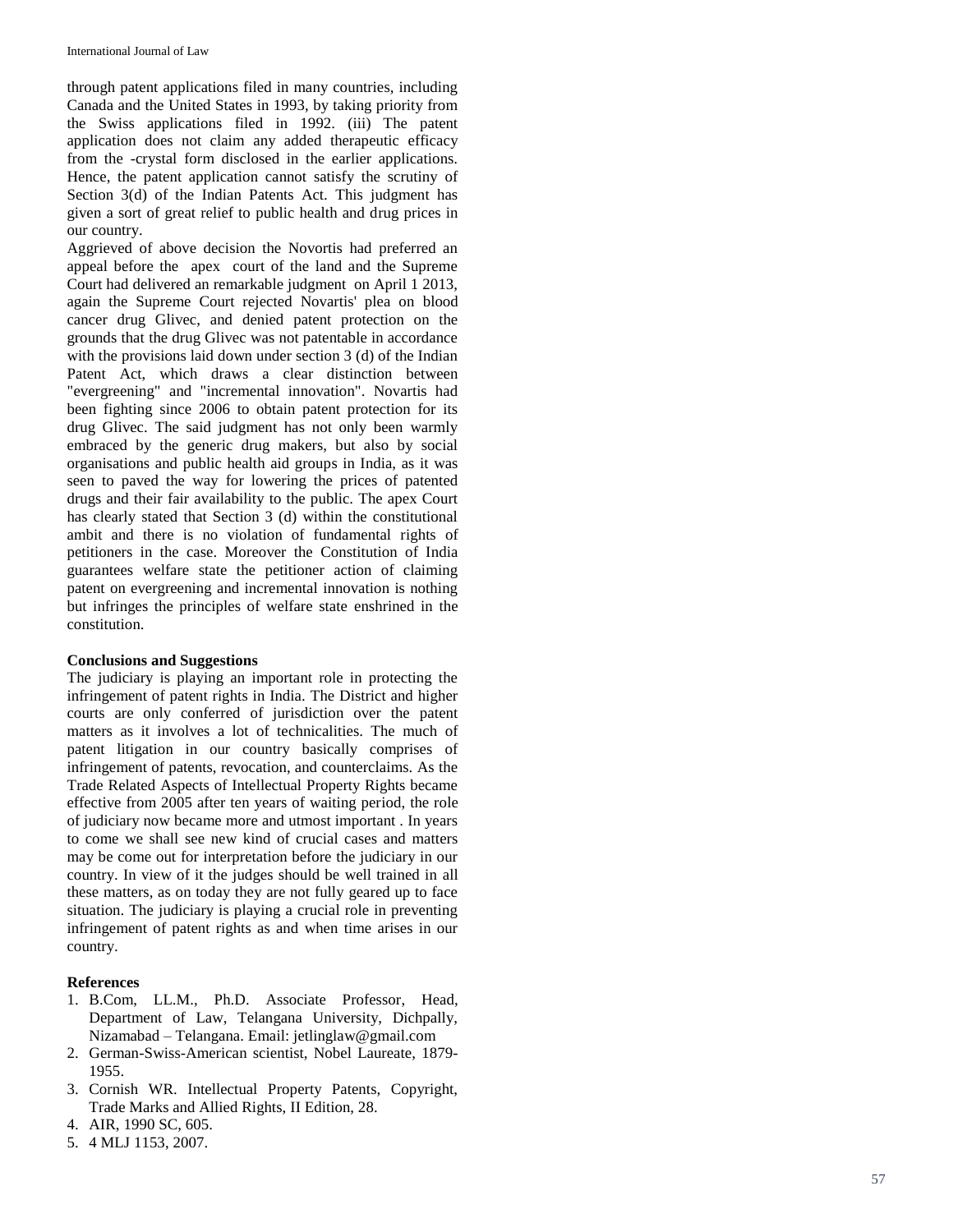through patent applications filed in many countries, including Canada and the United States in 1993, by taking priority from the Swiss applications filed in 1992. (iii) The patent application does not claim any added therapeutic efficacy from the -crystal form disclosed in the earlier applications. Hence, the patent application cannot satisfy the scrutiny of Section 3(d) of the Indian Patents Act. This judgment has given a sort of great relief to public health and drug prices in our country.

Aggrieved of above decision the Novortis had preferred an appeal before the apex court of the land and the Supreme Court had delivered an remarkable judgment on April 1 2013, again the Supreme Court rejected Novartis' plea on blood cancer drug Glivec, and denied patent protection on the grounds that the drug Glivec was not patentable in accordance with the provisions laid down under section 3 (d) of the Indian Patent Act, which draws a clear distinction between "evergreening" and "incremental innovation". Novartis had been fighting since 2006 to obtain patent protection for its drug Glivec. The said judgment has not only been warmly embraced by the generic drug makers, but also by social organisations and public health aid groups in India, as it was seen to paved the way for lowering the prices of patented drugs and their fair availability to the public. The apex Court has clearly stated that Section 3 (d) within the constitutional ambit and there is no violation of fundamental rights of petitioners in the case. Moreover the Constitution of India guarantees welfare state the petitioner action of claiming patent on evergreening and incremental innovation is nothing but infringes the principles of welfare state enshrined in the constitution.

**Conclusions and Suggestions**

The judiciary is playing an important role in protecting the infringement of patent rights in India. The District and higher courts are only conferred of jurisdiction over the patent matters as it involves a lot of technicalities. The much of patent litigation in our country basically comprises of infringement of patents, revocation, and counterclaims. As the Trade Related Aspects of Intellectual Property Rights became effective from 2005 after ten years of waiting period, the role of judiciary now became more and utmost important . In years to come we shall see new kind of crucial cases and matters may be come out for interpretation before the judiciary in our country. In view of it the judges should be well trained in all these matters, as on today they are not fully geared up to face situation. The judiciary is playing a crucial role in preventing infringement of patent rights as and when time arises in our country.

**References**

1. B.Com, LL.M., Ph.D. Associate Professor, Head, Department of Law, Telangana University, Dichpally, Nizamabad – Telangana. Email: jetlinglaw@gmail.com
2. German-Swiss-American scientist, Nobel Laureate, 1879-1955.
3. Cornish WR. Intellectual Property Patents, Copyright, Trade Marks and Allied Rights, II Edition, 28.
4. AIR, 1990 SC, 605.
5. 4 MLJ 1153, 2007.